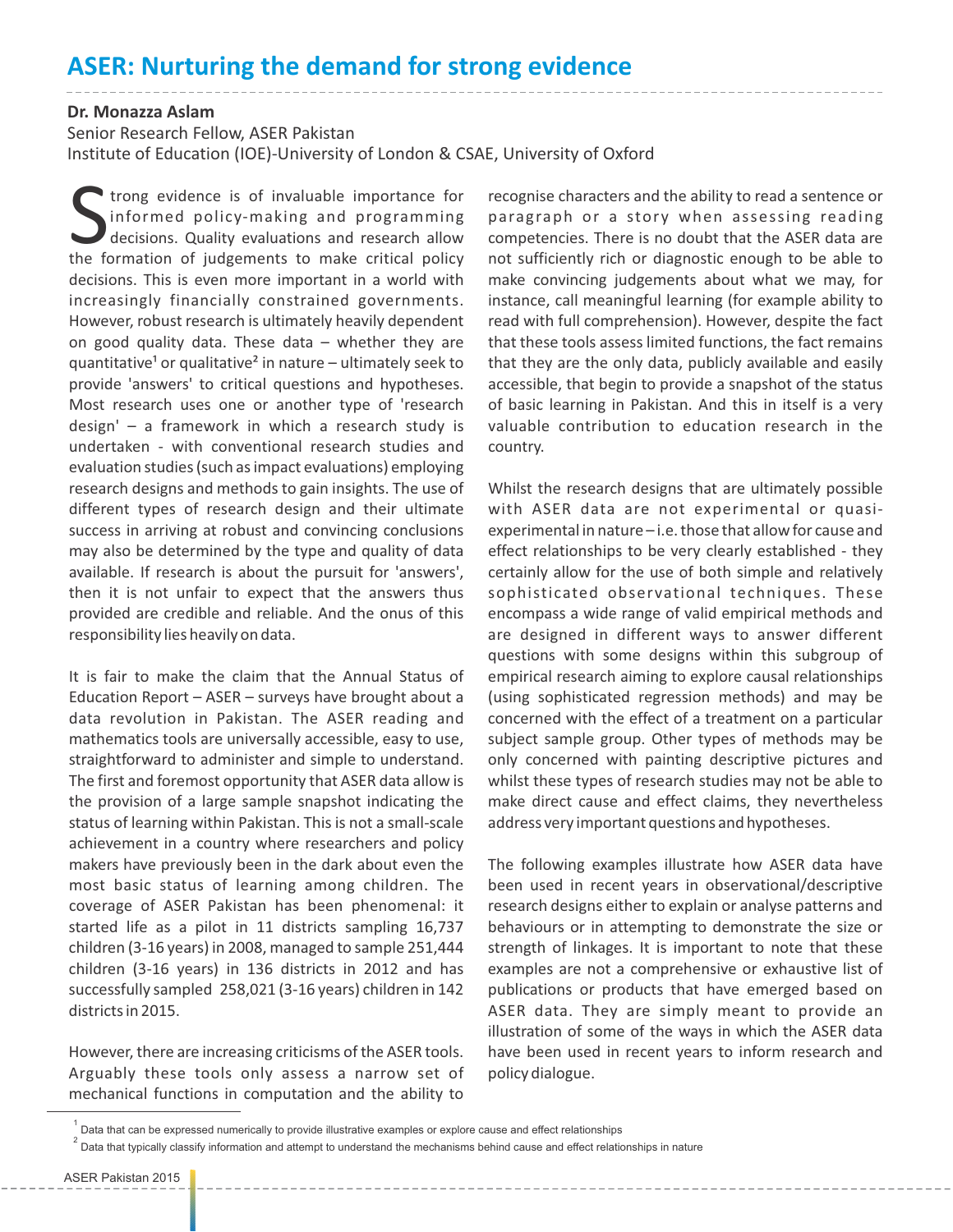# ASER: Nurturing the demand for strong evidence

**Dr. Monazza Aslam**
Senior Research Fellow, ASER Pakistan
Institute of Education (IOE)-University of London & CSAE, University of Oxford

Strong evidence is of invaluable importance for informed policy-making and programming decisions. Quality evaluations and research allow the formation of judgements to make critical policy decisions. This is even more important in a world with increasingly financially constrained governments. However, robust research is ultimately heavily dependent on good quality data. These data – whether they are quantitative[1] or qualitative[2] in nature – ultimately seek to provide 'answers' to critical questions and hypotheses. Most research uses one or another type of 'research design' – a framework in which a research study is undertaken - with conventional research studies and evaluation studies (such as impact evaluations) employing research designs and methods to gain insights. The use of different types of research design and their ultimate success in arriving at robust and convincing conclusions may also be determined by the type and quality of data available. If research is about the pursuit for 'answers', then it is not unfair to expect that the answers thus provided are credible and reliable. And the onus of this responsibility lies heavily on data.

It is fair to make the claim that the Annual Status of Education Report – ASER – surveys have brought about a data revolution in Pakistan. The ASER reading and mathematics tools are universally accessible, easy to use, straightforward to administer and simple to understand. The first and foremost opportunity that ASER data allow is the provision of a large sample snapshot indicating the status of learning within Pakistan. This is not a small-scale achievement in a country where researchers and policy makers have previously been in the dark about even the most basic status of learning among children. The coverage of ASER Pakistan has been phenomenal: it started life as a pilot in 11 districts sampling 16,737 children (3-16 years) in 2008, managed to sample 251,444 children (3-16 years) in 136 districts in 2012 and has successfully sampled 258,021 (3-16 years) children in 142 districts in 2015.

However, there are increasing criticisms of the ASER tools. Arguably these tools only assess a narrow set of mechanical functions in computation and the ability to recognise characters and the ability to read a sentence or paragraph or a story when assessing reading competencies. There is no doubt that the ASER data are not sufficiently rich or diagnostic enough to be able to make convincing judgements about what we may, for instance, call meaningful learning (for example ability to read with full comprehension). However, despite the fact that these tools assess limited functions, the fact remains that they are the only data, publicly available and easily accessible, that begin to provide a snapshot of the status of basic learning in Pakistan. And this in itself is a very valuable contribution to education research in the country.

Whilst the research designs that are ultimately possible with ASER data are not experimental or quasi-experimental in nature – i.e. those that allow for cause and effect relationships to be very clearly established - they certainly allow for the use of both simple and relatively sophisticated observational techniques. These encompass a wide range of valid empirical methods and are designed in different ways to answer different questions with some designs within this subgroup of empirical research aiming to explore causal relationships (using sophisticated regression methods) and may be concerned with the effect of a treatment on a particular subject sample group. Other types of methods may be only concerned with painting descriptive pictures and whilst these types of research studies may not be able to make direct cause and effect claims, they nevertheless address very important questions and hypotheses.

The following examples illustrate how ASER data have been used in recent years in observational/descriptive research designs either to explain or analyse patterns and behaviours or in attempting to demonstrate the size or strength of linkages. It is important to note that these examples are not a comprehensive or exhaustive list of publications or products that have emerged based on ASER data. They are simply meant to provide an illustration of some of the ways in which the ASER data have been used in recent years to inform research and policy dialogue.

---

[1] Data that can be expressed numerically to provide illustrative examples or explore cause and effect relationships

[2] Data that typically classify information and attempt to understand the mechanisms behind cause and effect relationships in nature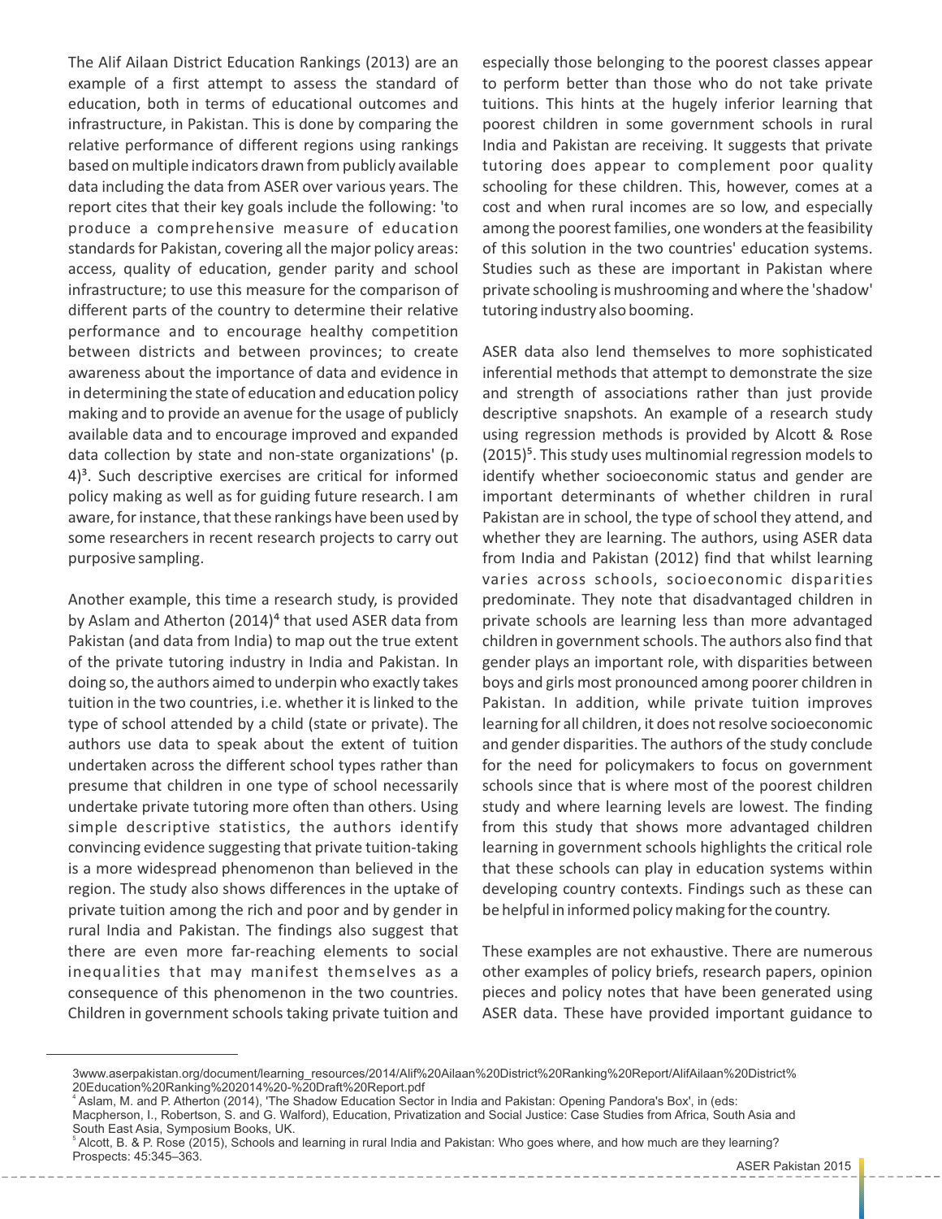The Alif Ailaan District Education Rankings (2013) are an example of a first attempt to assess the standard of education, both in terms of educational outcomes and infrastructure, in Pakistan. This is done by comparing the relative performance of different regions using rankings based on multiple indicators drawn from publicly available data including the data from ASER over various years. The report cites that their key goals include the following: 'to produce a comprehensive measure of education standards for Pakistan, covering all the major policy areas: access, quality of education, gender parity and school infrastructure; to use this measure for the comparison of different parts of the country to determine their relative performance and to encourage healthy competition between districts and between provinces; to create awareness about the importance of data and evidence in in determining the state of education and education policy making and to provide an avenue for the usage of publicly available data and to encourage improved and expanded data collection by state and non-state organizations' (p. 4)[3]. Such descriptive exercises are critical for informed policy making as well as for guiding future research. I am aware, for instance, that these rankings have been used by some researchers in recent research projects to carry out purposive sampling.

Another example, this time a research study, is provided by Aslam and Atherton (2014)[4] that used ASER data from Pakistan (and data from India) to map out the true extent of the private tutoring industry in India and Pakistan. In doing so, the authors aimed to underpin who exactly takes tuition in the two countries, i.e. whether it is linked to the type of school attended by a child (state or private). The authors use data to speak about the extent of tuition undertaken across the different school types rather than presume that children in one type of school necessarily undertake private tutoring more often than others. Using simple descriptive statistics, the authors identify convincing evidence suggesting that private tuition-taking is a more widespread phenomenon than believed in the region. The study also shows differences in the uptake of private tuition among the rich and poor and by gender in rural India and Pakistan. The findings also suggest that there are even more far-reaching elements to social inequalities that may manifest themselves as a consequence of this phenomenon in the two countries. Children in government schools taking private tuition and especially those belonging to the poorest classes appear to perform better than those who do not take private tuitions. This hints at the hugely inferior learning that poorest children in some government schools in rural India and Pakistan are receiving. It suggests that private tutoring does appear to complement poor quality schooling for these children. This, however, comes at a cost and when rural incomes are so low, and especially among the poorest families, one wonders at the feasibility of this solution in the two countries' education systems. Studies such as these are important in Pakistan where private schooling is mushrooming and where the 'shadow' tutoring industry also booming.

ASER data also lend themselves to more sophisticated inferential methods that attempt to demonstrate the size and strength of associations rather than just provide descriptive snapshots. An example of a research study using regression methods is provided by Alcott & Rose (2015)[5]. This study uses multinomial regression models to identify whether socioeconomic status and gender are important determinants of whether children in rural Pakistan are in school, the type of school they attend, and whether they are learning. The authors, using ASER data from India and Pakistan (2012) find that whilst learning varies across schools, socioeconomic disparities predominate. They note that disadvantaged children in private schools are learning less than more advantaged children in government schools. The authors also find that gender plays an important role, with disparities between boys and girls most pronounced among poorer children in Pakistan. In addition, while private tuition improves learning for all children, it does not resolve socioeconomic and gender disparities. The authors of the study conclude for the need for policymakers to focus on government schools since that is where most of the poorest children study and where learning levels are lowest. The finding from this study that shows more advantaged children learning in government schools highlights the critical role that these schools can play in education systems within developing country contexts. Findings such as these can be helpful in informed policy making for the country.

These examples are not exhaustive. There are numerous other examples of policy briefs, research papers, opinion pieces and policy notes that have been generated using ASER data. These have provided important guidance to

---

[3] www.aserpakistan.org/document/learning_resources/2014/Alif%20Ailaan%20District%20Ranking%20Report/AlifAilaan%20District%20Education%20Ranking%202014%20-%20Draft%20Report.pdf

[4] Aslam, M. and P. Atherton (2014), 'The Shadow Education Sector in India and Pakistan: Opening Pandora's Box', in (eds: Macpherson, I., Robertson, S. and G. Walford), Education, Privatization and Social Justice: Case Studies from Africa, South Asia and South East Asia, Symposium Books, UK.

[5] Alcott, B. & P. Rose (2015), Schools and learning in rural India and Pakistan: Who goes where, and how much are they learning? Prospects: 45:345–363.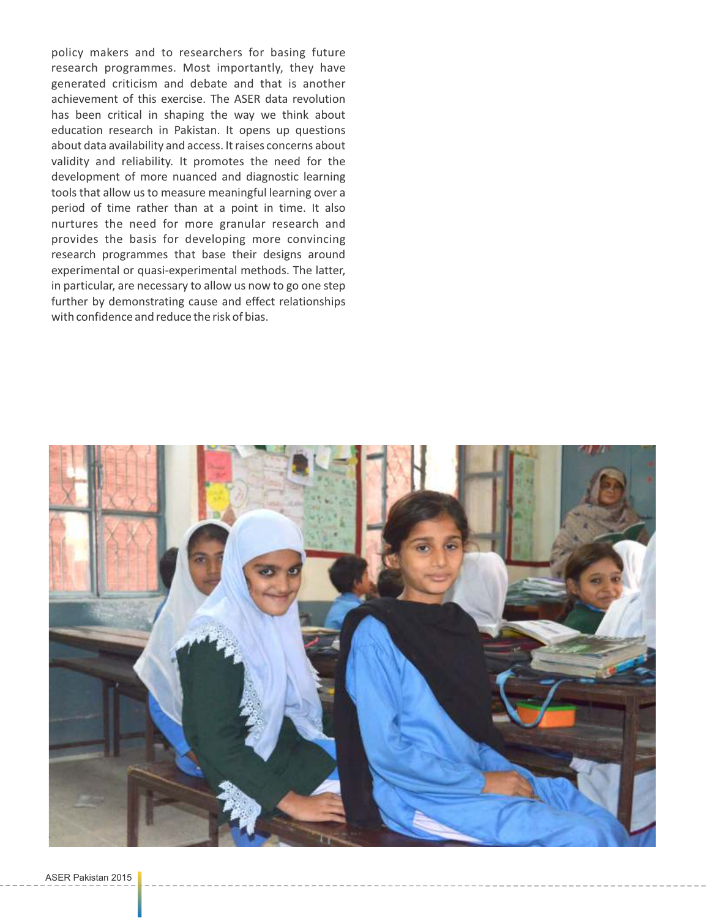policy makers and to researchers for basing future research programmes. Most importantly, they have generated criticism and debate and that is another achievement of this exercise. The ASER data revolution has been critical in shaping the way we think about education research in Pakistan. It opens up questions about data availability and access. It raises concerns about validity and reliability. It promotes the need for the development of more nuanced and diagnostic learning tools that allow us to measure meaningful learning over a period of time rather than at a point in time. It also nurtures the need for more granular research and provides the basis for developing more convincing research programmes that base their designs around experimental or quasi-experimental methods. The latter, in particular, are necessary to allow us now to go one step further by demonstrating cause and effect relationships with confidence and reduce the risk of bias.